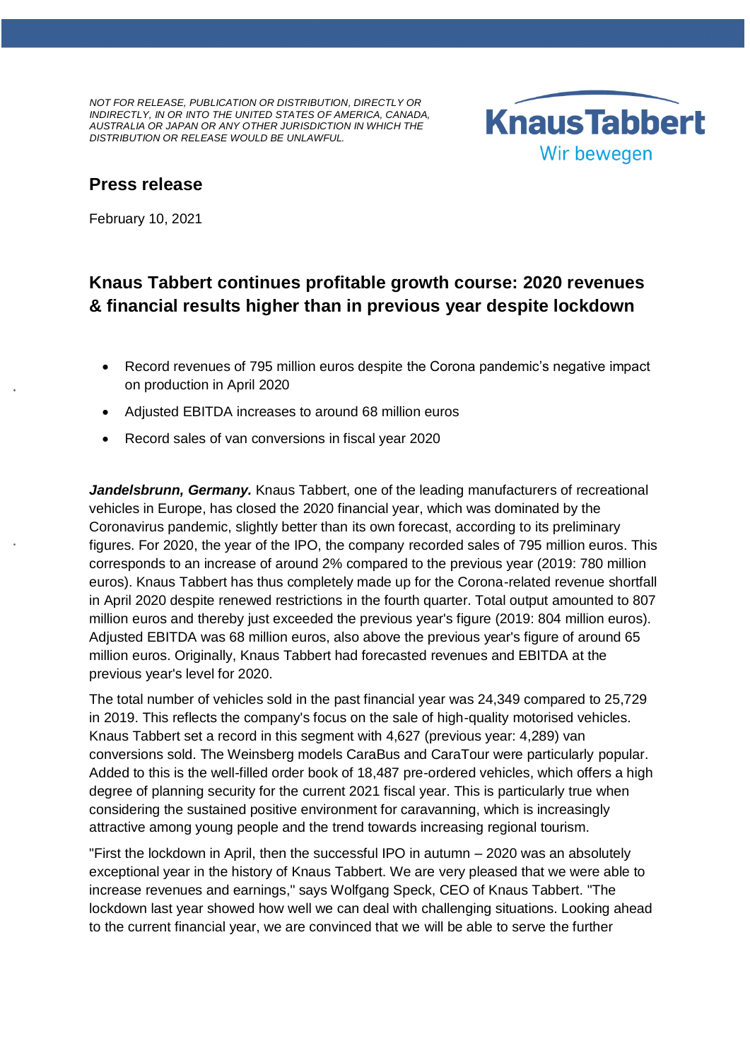*NOT FOR RELEASE, PUBLICATION OR DISTRIBUTION, DIRECTLY OR INDIRECTLY, IN OR INTO THE UNITED STATES OF AMERICA, CANADA, AUSTRALIA OR JAPAN OR ANY OTHER JURISDICTION IN WHICH THE DISTRIBUTION OR RELEASE WOULD BE UNLAWFUL.*

KnausTabbert
Wir bewegen

## Press release

February 10, 2021

# Knaus Tabbert continues profitable growth course: 2020 revenues & financial results higher than in previous year despite lockdown

- Record revenues of 795 million euros despite the Corona pandemic's negative impact on production in April 2020
- Adjusted EBITDA increases to around 68 million euros
- Record sales of van conversions in fiscal year 2020

***Jandelsbrunn, Germany.*** Knaus Tabbert, one of the leading manufacturers of recreational vehicles in Europe, has closed the 2020 financial year, which was dominated by the Coronavirus pandemic, slightly better than its own forecast, according to its preliminary figures. For 2020, the year of the IPO, the company recorded sales of 795 million euros. This corresponds to an increase of around 2% compared to the previous year (2019: 780 million euros). Knaus Tabbert has thus completely made up for the Corona-related revenue shortfall in April 2020 despite renewed restrictions in the fourth quarter. Total output amounted to 807 million euros and thereby just exceeded the previous year's figure (2019: 804 million euros). Adjusted EBITDA was 68 million euros, also above the previous year's figure of around 65 million euros. Originally, Knaus Tabbert had forecasted revenues and EBITDA at the previous year's level for 2020.

The total number of vehicles sold in the past financial year was 24,349 compared to 25,729 in 2019. This reflects the company's focus on the sale of high-quality motorised vehicles. Knaus Tabbert set a record in this segment with 4,627 (previous year: 4,289) van conversions sold. The Weinsberg models CaraBus and CaraTour were particularly popular. Added to this is the well-filled order book of 18,487 pre-ordered vehicles, which offers a high degree of planning security for the current 2021 fiscal year. This is particularly true when considering the sustained positive environment for caravanning, which is increasingly attractive among young people and the trend towards increasing regional tourism.

"First the lockdown in April, then the successful IPO in autumn – 2020 was an absolutely exceptional year in the history of Knaus Tabbert. We are very pleased that we were able to increase revenues and earnings," says Wolfgang Speck, CEO of Knaus Tabbert. "The lockdown last year showed how well we can deal with challenging situations. Looking ahead to the current financial year, we are convinced that we will be able to serve the further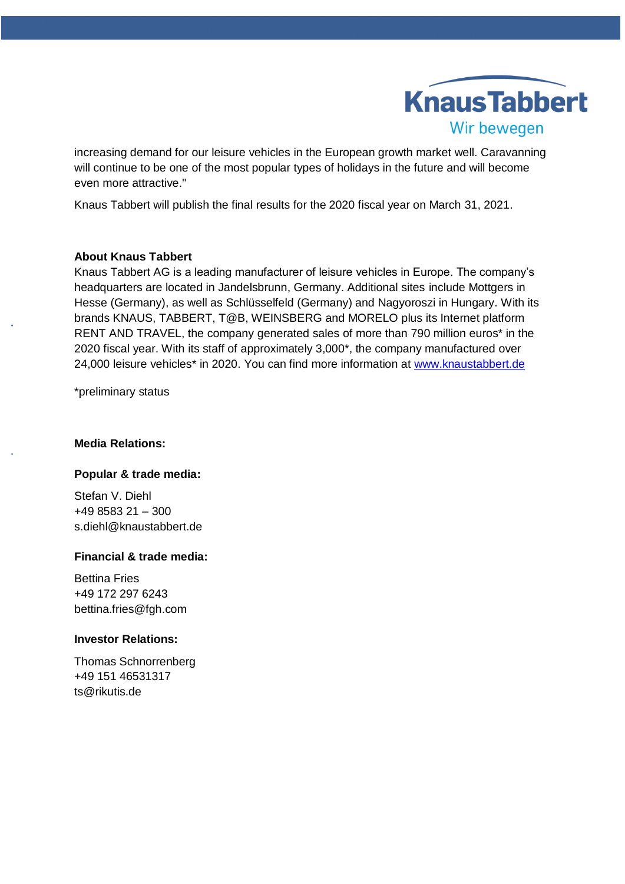increasing demand for our leisure vehicles in the European growth market well. Caravanning will continue to be one of the most popular types of holidays in the future and will become even more attractive."

Knaus Tabbert will publish the final results for the 2020 fiscal year on March 31, 2021.

**About Knaus Tabbert**

Knaus Tabbert AG is a leading manufacturer of leisure vehicles in Europe. The company's headquarters are located in Jandelsbrunn, Germany. Additional sites include Mottgers in Hesse (Germany), as well as Schlüsselfeld (Germany) and Nagyoroszi in Hungary. With its brands KNAUS, TABBERT, T@B, WEINSBERG and MORELO plus its Internet platform RENT AND TRAVEL, the company generated sales of more than 790 million euros* in the 2020 fiscal year. With its staff of approximately 3,000*, the company manufactured over 24,000 leisure vehicles* in 2020. You can find more information at [www.knaustabbert.de](http://www.knaustabbert.de)

*preliminary status

**Media Relations:**

**Popular & trade media:**

Stefan V. Diehl
+49 8583 21 – 300
s.diehl@knaustabbert.de

**Financial & trade media:**

Bettina Fries
+49 172 297 6243
bettina.fries@fgh.com

**Investor Relations:**

Thomas Schnorrenberg
+49 151 46531317
ts@rikutis.de